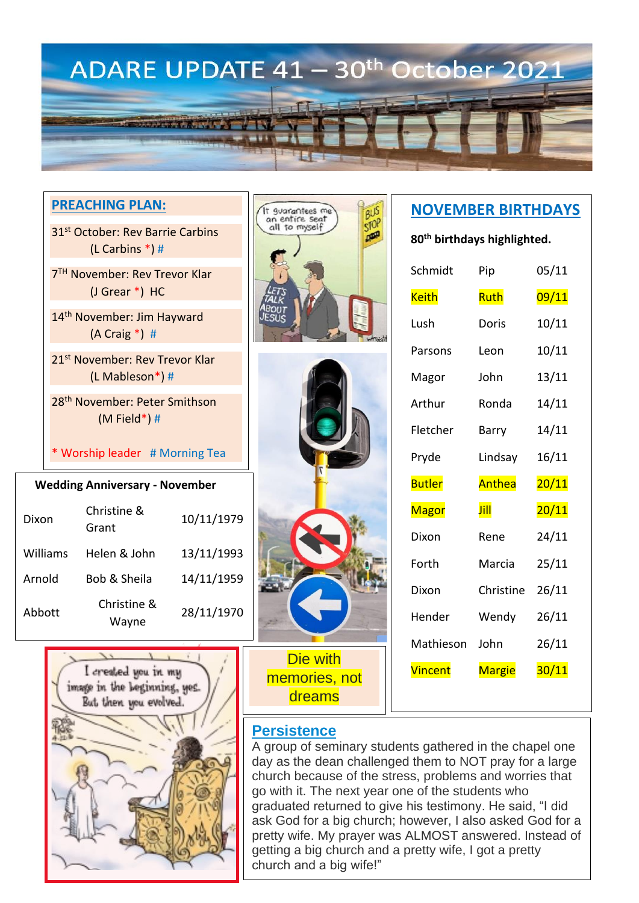# ADARE UPDATE 41 – 30th October 2021

## PREACHING PLAN:

31st October: Rev Barrie Carbins (L Carbins *) #

7TH November: Rev Trevor Klar (J Grear *) HC

14th November: Jim Hayward (A Craig *) #

21st November: Rev Trevor Klar (L Mableson*) #

28th November: Peter Smithson (M Field*) #

* Worship leader # Morning Tea

## Wedding Anniversary - November

| | | |
|---|---|---|
| Dixon | Christine & Grant | 10/11/1979 |
| Williams | Helen & John | 13/11/1993 |
| Arnold | Bob & Sheila | 14/11/1959 |
| Abbott | Christine & Wayne | 28/11/1970 |

Die with memories, not dreams

## NOVEMBER BIRTHDAYS

**80th birthdays highlighted.**

| | | |
|---|---|---|
| Schmidt | Pip | 05/11 |
| Keith | Ruth | 09/11 |
| Lush | Doris | 10/11 |
| Parsons | Leon | 10/11 |
| Magor | John | 13/11 |
| Arthur | Ronda | 14/11 |
| Fletcher | Barry | 14/11 |
| Pryde | Lindsay | 16/11 |
| Butler | Anthea | 20/11 |
| Magor | Jill | 20/11 |
| Dixon | Rene | 24/11 |
| Forth | Marcia | 25/11 |
| Dixon | Christine | 26/11 |
| Hender | Wendy | 26/11 |
| Mathieson | John | 26/11 |
| Vincent | Margie | 30/11 |

## Persistence

A group of seminary students gathered in the chapel one day as the dean challenged them to NOT pray for a large church because of the stress, problems and worries that go with it. The next year one of the students who graduated returned to give his testimony. He said, "I did ask God for a big church; however, I also asked God for a pretty wife. My prayer was ALMOST answered. Instead of getting a big church and a pretty wife, I got a pretty church and a big wife!"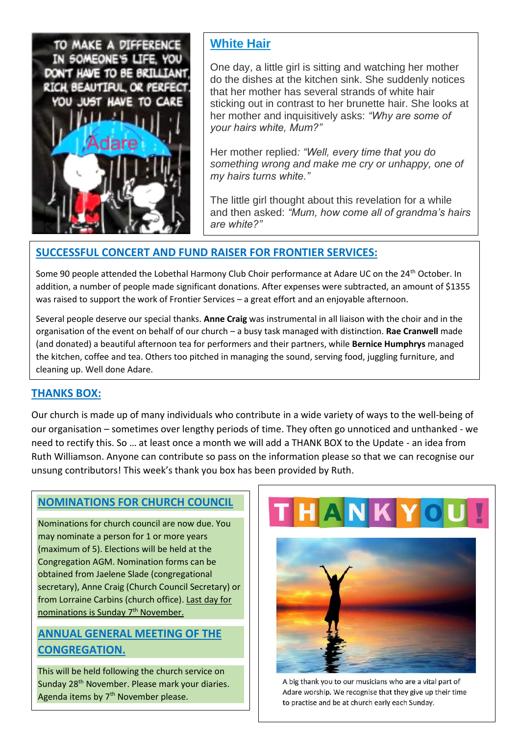TO MAKE A DIFFERENCE IN SOMEONE'S LIFE, YOU DON'T HAVE TO BE BRILLIANT, RICH, BEAUTIFUL, OR PERFECT. YOU JUST HAVE TO CARE

Adare

## White Hair

One day, a little girl is sitting and watching her mother do the dishes at the kitchen sink. She suddenly notices that her mother has several strands of white hair sticking out in contrast to her brunette hair. She looks at her mother and inquisitively asks: *"Why are some of your hairs white, Mum?"*

Her mother replied*: "Well, every time that you do something wrong and make me cry or unhappy, one of my hairs turns white."*

The little girl thought about this revelation for a while and then asked: *"Mum, how come all of grandma's hairs are white?"*

## SUCCESSFUL CONCERT AND FUND RAISER FOR FRONTIER SERVICES:

Some 90 people attended the Lobethal Harmony Club Choir performance at Adare UC on the 24th October. In addition, a number of people made significant donations. After expenses were subtracted, an amount of $1355 was raised to support the work of Frontier Services – a great effort and an enjoyable afternoon.

Several people deserve our special thanks. **Anne Craig** was instrumental in all liaison with the choir and in the organisation of the event on behalf of our church – a busy task managed with distinction. **Rae Cranwell** made (and donated) a beautiful afternoon tea for performers and their partners, while **Bernice Humphrys** managed the kitchen, coffee and tea. Others too pitched in managing the sound, serving food, juggling furniture, and cleaning up. Well done Adare.

## THANKS BOX:

Our church is made up of many individuals who contribute in a wide variety of ways to the well-being of our organisation – sometimes over lengthy periods of time. They often go unnoticed and unthanked - we need to rectify this. So … at least once a month we will add a THANK BOX to the Update - an idea from Ruth Williamson. Anyone can contribute so pass on the information please so that we can recognise our unsung contributors! This week's thank you box has been provided by Ruth.

## NOMINATIONS FOR CHURCH COUNCIL

Nominations for church council are now due. You may nominate a person for 1 or more years (maximum of 5). Elections will be held at the Congregation AGM. Nomination forms can be obtained from Jaelene Slade (congregational secretary), Anne Craig (Church Council Secretary) or from Lorraine Carbins (church office). Last day for nominations is Sunday 7th November.

## ANNUAL GENERAL MEETING OF THE CONGREGATION.

This will be held following the church service on Sunday 28th November. Please mark your diaries. Agenda items by 7th November please.

THANKYOU!

A big thank you to our musicians who are a vital part of Adare worship. We recognise that they give up their time to practise and be at church early each Sunday.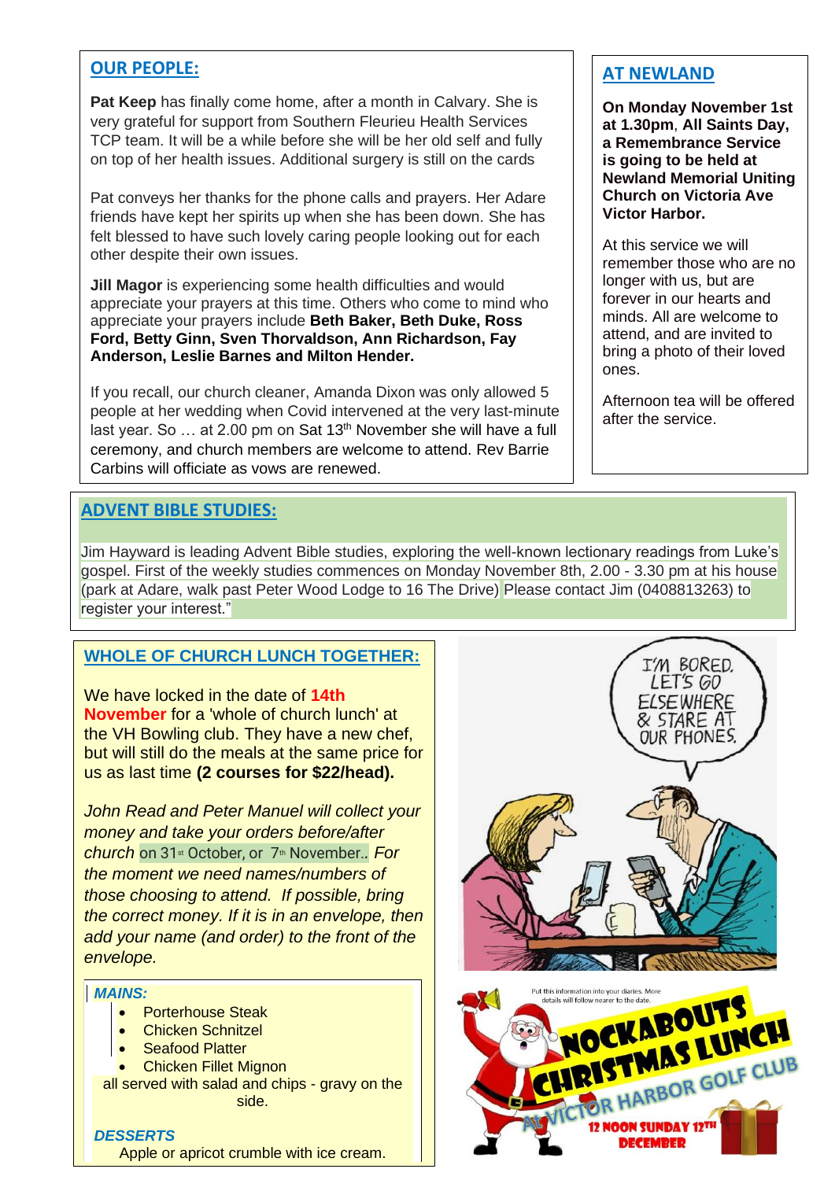## OUR PEOPLE:

**Pat Keep** has finally come home, after a month in Calvary. She is very grateful for support from Southern Fleurieu Health Services TCP team. It will be a while before she will be her old self and fully on top of her health issues. Additional surgery is still on the cards

Pat conveys her thanks for the phone calls and prayers. Her Adare friends have kept her spirits up when she has been down. She has felt blessed to have such lovely caring people looking out for each other despite their own issues.

**Jill Magor** is experiencing some health difficulties and would appreciate your prayers at this time. Others who come to mind who appreciate your prayers include **Beth Baker, Beth Duke, Ross Ford, Betty Ginn, Sven Thorvaldson, Ann Richardson, Fay Anderson, Leslie Barnes and Milton Hender.**

If you recall, our church cleaner, Amanda Dixon was only allowed 5 people at her wedding when Covid intervened at the very last-minute last year. So … at 2.00 pm on Sat 13th November she will have a full ceremony, and church members are welcome to attend. Rev Barrie Carbins will officiate as vows are renewed.

## AT NEWLAND

**On Monday November 1st at 1.30pm, All Saints Day, a Remembrance Service is going to be held at Newland Memorial Uniting Church on Victoria Ave Victor Harbor.**

At this service we will remember those who are no longer with us, but are forever in our hearts and minds. All are welcome to attend, and are invited to bring a photo of their loved ones.

Afternoon tea will be offered after the service.

## ADVENT BIBLE STUDIES:

Jim Hayward is leading Advent Bible studies, exploring the well-known lectionary readings from Luke's gospel. First of the weekly studies commences on Monday November 8th, 2.00 - 3.30 pm at his house (park at Adare, walk past Peter Wood Lodge to 16 The Drive) Please contact Jim (0408813263) to register your interest."

## WHOLE OF CHURCH LUNCH TOGETHER:

We have locked in the date of **14th November** for a 'whole of church lunch' at the VH Bowling club. They have a new chef, but will still do the meals at the same price for us as last time **(2 courses for $22/head).**

*John Read and Peter Manuel will collect your money and take your orders before/after church* on 31st October, or 7th November.. *For the moment we need names/numbers of those choosing to attend. If possible, bring the correct money. If it is in an envelope, then add your name (and order) to the front of the envelope.*

***MAINS:***

- Porterhouse Steak
- Chicken Schnitzel
- Seafood Platter
- Chicken Fillet Mignon

all served with salad and chips - gravy on the side.

***DESSERTS***

Apple or apricot crumble with ice cream.

Put this information into your diaries. More details will follow nearer to the date.

**NOCKABOUTS CHRISTMAS LUNCH**

**At VICTOR HARBOR GOLF CLUB**

**12 NOON SUNDAY 12TH DECEMBER**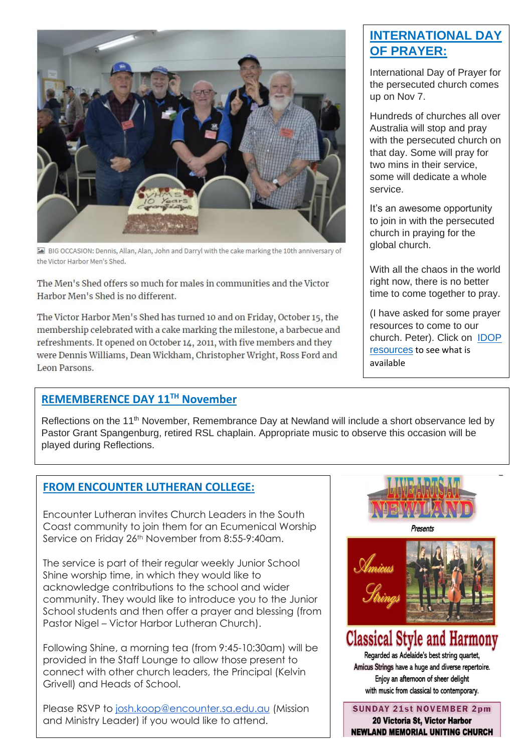BIG OCCASION: Dennis, Allan, Alan, John and Darryl with the cake marking the 10th anniversary of the Victor Harbor Men's Shed.

The Men's Shed offers so much for males in communities and the Victor Harbor Men's Shed is no different.

The Victor Harbor Men's Shed has turned 10 and on Friday, October 15, the membership celebrated with a cake marking the milestone, a barbecue and refreshments. It opened on October 14, 2011, with five members and they were Dennis Williams, Dean Wickham, Christopher Wright, Ross Ford and Leon Parsons.

## INTERNATIONAL DAY OF PRAYER:

International Day of Prayer for the persecuted church comes up on Nov 7.

Hundreds of churches all over Australia will stop and pray with the persecuted church on that day. Some will pray for two mins in their service, some will dedicate a whole service.

It's an awesome opportunity to join in with the persecuted church in praying for the global church.

With all the chaos in the world right now, there is no better time to come together to pray.

(I have asked for some prayer resources to come to our church. Peter). Click on IDOP resources to see what is available

## REMEMBERENCE DAY 11TH November

Reflections on the 11th November, Remembrance Day at Newland will include a short observance led by Pastor Grant Spangenburg, retired RSL chaplain. Appropriate music to observe this occasion will be played during Reflections.

## FROM ENCOUNTER LUTHERAN COLLEGE:

Encounter Lutheran invites Church Leaders in the South Coast community to join them for an Ecumenical Worship Service on Friday 26th November from 8:55-9:40am.

The service is part of their regular weekly Junior School Shine worship time, in which they would like to acknowledge contributions to the school and wider community. They would like to introduce you to the Junior School students and then offer a prayer and blessing (from Pastor Nigel – Victor Harbor Lutheran Church).

Following Shine, a morning tea (from 9:45-10:30am) will be provided in the Staff Lounge to allow those present to connect with other church leaders, the Principal (Kelvin Grivell) and Heads of School.

Please RSVP to josh.koop@encounter.sa.edu.au (Mission and Ministry Leader) if you would like to attend.

LIVE ARTS AT NEWLAND

*Presents*

Amicus Strings

**Classical Style and Harmony**

Regarded as Adelaide's best string quartet, Amicus Strings have a huge and diverse repertoire. Enjoy an afternoon of sheer delight with music from classical to contemporary.

**SUNDAY 21st NOVEMBER 2pm**
**20 Victoria St, Victor Harbor**
**NEWLAND MEMORIAL UNITING CHURCH**